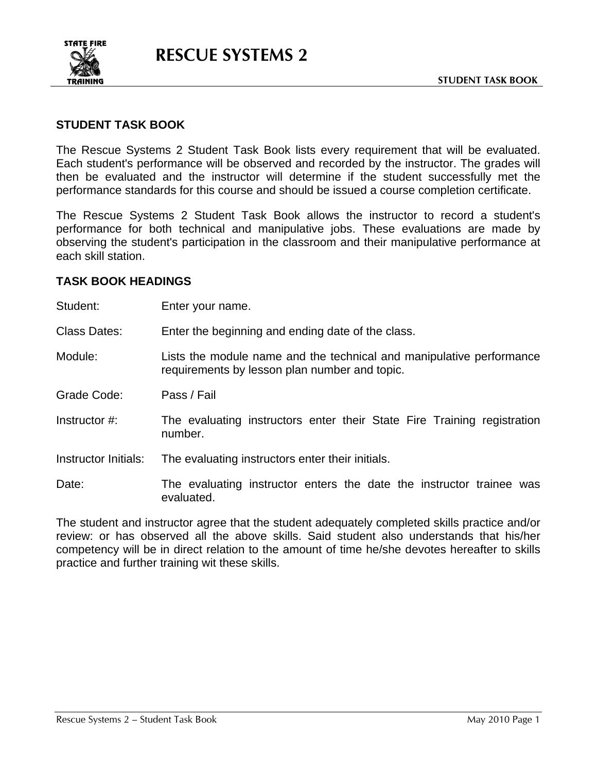# RESCUE SYSTEMS 2

## STUDENT TASK BOOK

The Rescue Systems 2 Student Task Book lists every requirement that will be evaluated. Each student's performance will be observed and recorded by the instructor. The grades will then be evaluated and the instructor will determine if the student successfully met the performance standards for this course and should be issued a course completion certificate.

The Rescue Systems 2 Student Task Book allows the instructor to record a student's performance for both technical and manipulative jobs. These evaluations are made by observing the student's participation in the classroom and their manipulative performance at each skill station.

## TASK BOOK HEADINGS

| | |
|---|---|
| Student: | Enter your name. |
| Class Dates: | Enter the beginning and ending date of the class. |
| Module: | Lists the module name and the technical and manipulative performance requirements by lesson plan number and topic. |
| Grade Code: | Pass / Fail |
| Instructor #: | The evaluating instructors enter their State Fire Training registration number. |
| Instructor Initials: | The evaluating instructors enter their initials. |
| Date: | The evaluating instructor enters the date the instructor trainee was evaluated. |

The student and instructor agree that the student adequately completed skills practice and/or review: or has observed all the above skills. Said student also understands that his/her competency will be in direct relation to the amount of time he/she devotes hereafter to skills practice and further training wit these skills.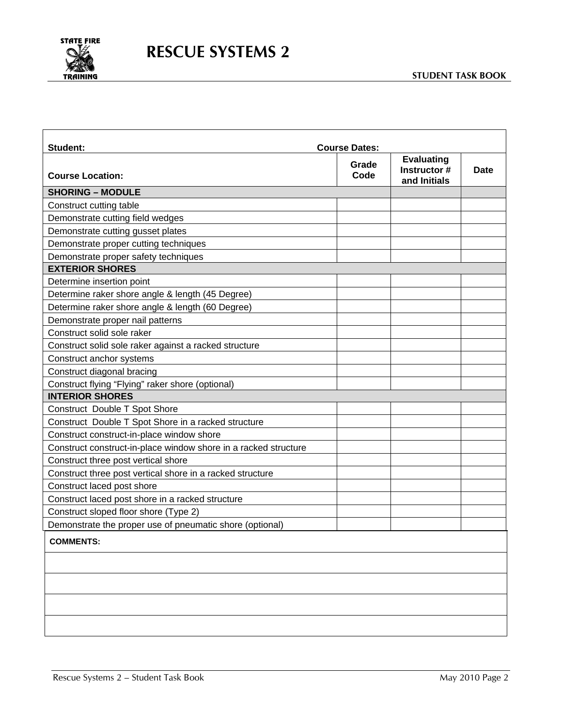# RESCUE SYSTEMS 2

**STUDENT TASK BOOK**

**Student:** &nbsp;&nbsp;&nbsp;&nbsp;&nbsp;&nbsp;&nbsp;&nbsp;&nbsp;&nbsp;&nbsp;&nbsp;&nbsp;&nbsp;&nbsp;&nbsp;&nbsp;&nbsp;&nbsp;&nbsp; **Course Dates:**

| Course Location: | Grade Code | Evaluating Instructor # and Initials | Date |
|---|---|---|---|
| **SHORING – MODULE** | | | |
| Construct cutting table | | | |
| Demonstrate cutting field wedges | | | |
| Demonstrate cutting gusset plates | | | |
| Demonstrate proper cutting techniques | | | |
| Demonstrate proper safety techniques | | | |
| **EXTERIOR SHORES** | | | |
| Determine insertion point | | | |
| Determine raker shore angle & length (45 Degree) | | | |
| Determine raker shore angle & length (60 Degree) | | | |
| Demonstrate proper nail patterns | | | |
| Construct solid sole raker | | | |
| Construct solid sole raker against a racked structure | | | |
| Construct anchor systems | | | |
| Construct diagonal bracing | | | |
| Construct flying "Flying" raker shore (optional) | | | |
| **INTERIOR SHORES** | | | |
| Construct Double T Spot Shore | | | |
| Construct Double T Spot Shore in a racked structure | | | |
| Construct construct-in-place window shore | | | |
| Construct construct-in-place window shore in a racked structure | | | |
| Construct three post vertical shore | | | |
| Construct three post vertical shore in a racked structure | | | |
| Construct laced post shore | | | |
| Construct laced post shore in a racked structure | | | |
| Construct sloped floor shore (Type 2) | | | |
| Demonstrate the proper use of pneumatic shore (optional) | | | |

**COMMENTS:**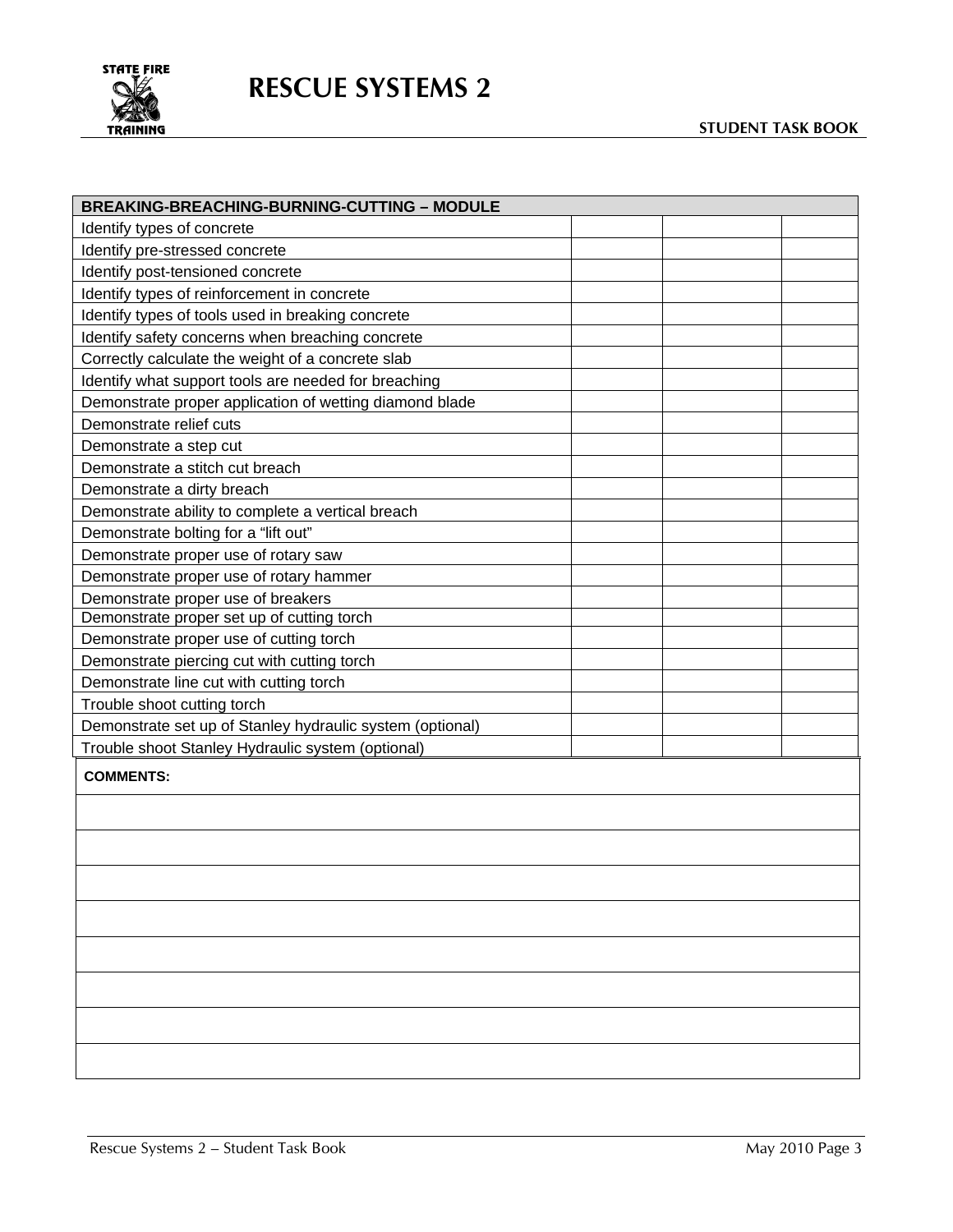# RESCUE SYSTEMS 2

**STUDENT TASK BOOK**

| BREAKING-BREACHING-BURNING-CUTTING – MODULE | | | |
|---|---|---|---|
| Identify types of concrete | | | |
| Identify pre-stressed concrete | | | |
| Identify post-tensioned concrete | | | |
| Identify types of reinforcement in concrete | | | |
| Identify types of tools used in breaking concrete | | | |
| Identify safety concerns when breaching concrete | | | |
| Correctly calculate the weight of a concrete slab | | | |
| Identify what support tools are needed for breaching | | | |
| Demonstrate proper application of wetting diamond blade | | | |
| Demonstrate relief cuts | | | |
| Demonstrate a step cut | | | |
| Demonstrate a stitch cut breach | | | |
| Demonstrate a dirty breach | | | |
| Demonstrate ability to complete a vertical breach | | | |
| Demonstrate bolting for a “lift out” | | | |
| Demonstrate proper use of rotary saw | | | |
| Demonstrate proper use of rotary hammer | | | |
| Demonstrate proper use of breakers | | | |
| Demonstrate proper set up of cutting torch | | | |
| Demonstrate proper use of cutting torch | | | |
| Demonstrate piercing cut with cutting torch | | | |
| Demonstrate line cut with cutting torch | | | |
| Trouble shoot cutting torch | | | |
| Demonstrate set up of Stanley hydraulic system (optional) | | | |
| Trouble shoot Stanley Hydraulic system (optional) | | | |

| COMMENTS: |
|---|
| |
| |
| |
| |
| |
| |
| |
| |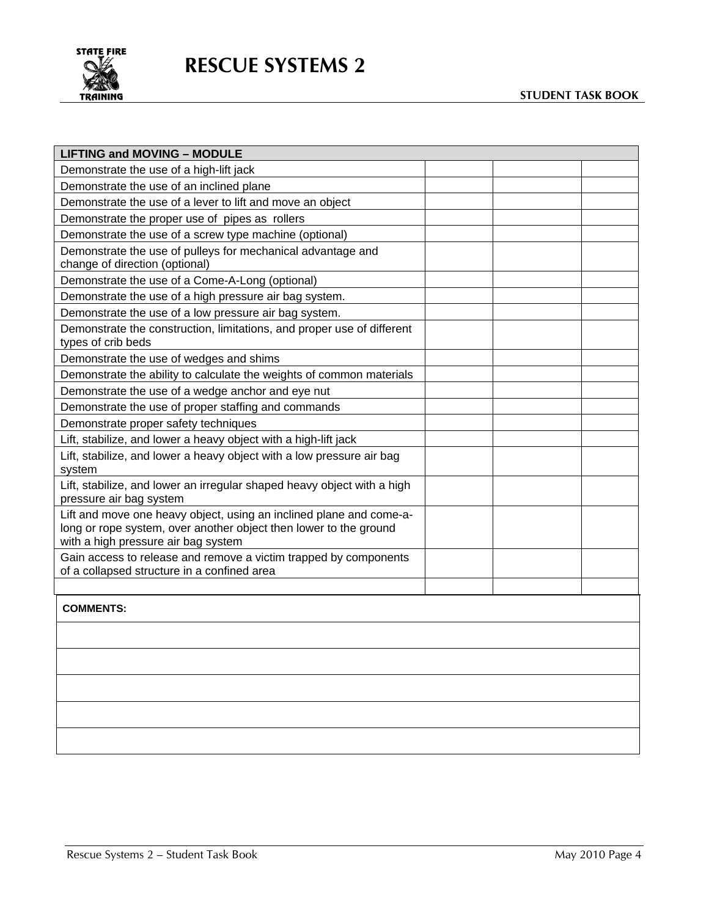| LIFTING and MOVING – MODULE | | | |
|---|---|---|---|
| Demonstrate the use of a high-lift jack | | | |
| Demonstrate the use of an inclined plane | | | |
| Demonstrate the use of a lever to lift and move an object | | | |
| Demonstrate the proper use of pipes as rollers | | | |
| Demonstrate the use of a screw type machine (optional) | | | |
| Demonstrate the use of pulleys for mechanical advantage and change of direction (optional) | | | |
| Demonstrate the use of a Come-A-Long (optional) | | | |
| Demonstrate the use of a high pressure air bag system. | | | |
| Demonstrate the use of a low pressure air bag system. | | | |
| Demonstrate the construction, limitations, and proper use of different types of crib beds | | | |
| Demonstrate the use of wedges and shims | | | |
| Demonstrate the ability to calculate the weights of common materials | | | |
| Demonstrate the use of a wedge anchor and eye nut | | | |
| Demonstrate the use of proper staffing and commands | | | |
| Demonstrate proper safety techniques | | | |
| Lift, stabilize, and lower a heavy object with a high-lift jack | | | |
| Lift, stabilize, and lower a heavy object with a low pressure air bag system | | | |
| Lift, stabilize, and lower an irregular shaped heavy object with a high pressure air bag system | | | |
| Lift and move one heavy object, using an inclined plane and come-a-long or rope system, over another object then lower to the ground with a high pressure air bag system | | | |
| Gain access to release and remove a victim trapped by components of a collapsed structure in a confined area | | | |
| | | | |

| COMMENTS: |
|---|
| |
| |
| |
| |
| |